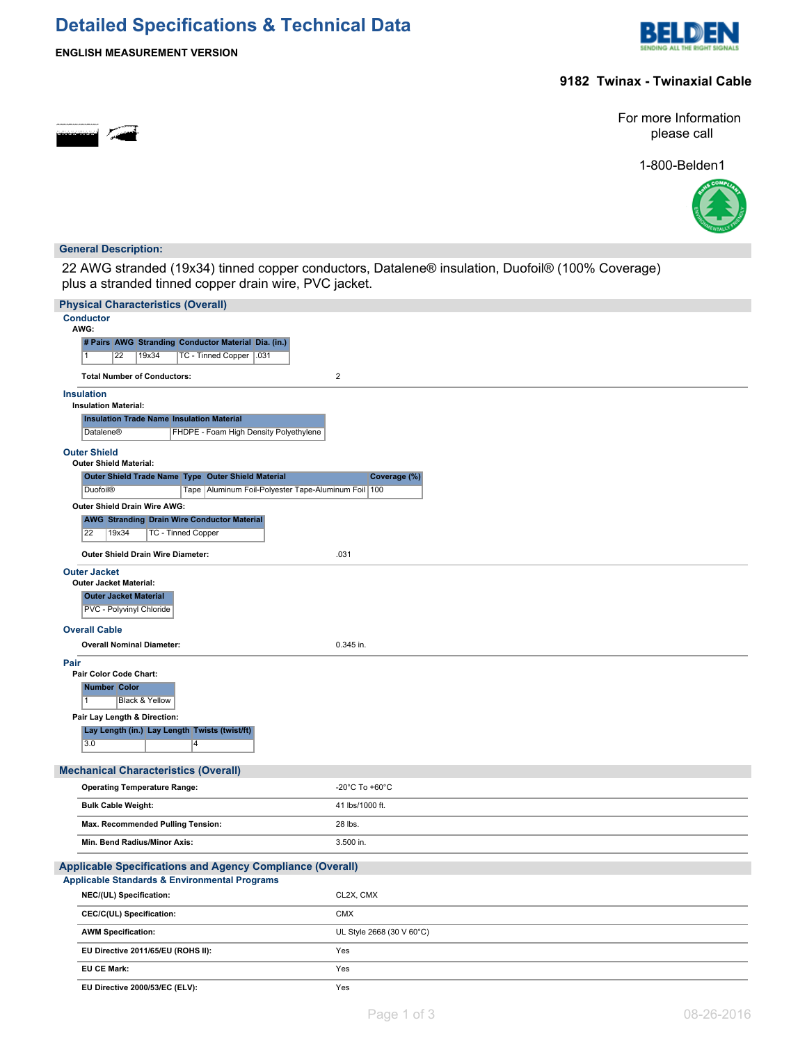# Detailed Specifications & Technical Data

**ENGLISH MEASUREMENT VERSION**

## 9182 Twinax - Twinaxial Cable

For more Information please call

1-800-Belden1

## General Description:

22 AWG stranded (19x34) tinned copper conductors, Datalene® insulation, Duofoil® (100% Coverage) plus a stranded tinned copper drain wire, PVC jacket.

## Physical Characteristics (Overall)

### Conductor

**AWG:**

| # Pairs | AWG | Stranding | Conductor Material | Dia. (in.) |
|---|---|---|---|---|
| 1 | 22 | 19x34 | TC - Tinned Copper | .031 |

**Total Number of Conductors:** 2

### Insulation

**Insulation Material:**

| Insulation Trade Name | Insulation Material |
|---|---|
| Datalene® | FHDPE - Foam High Density Polyethylene |

### Outer Shield

**Outer Shield Material:**

| Outer Shield Trade Name | Type | Outer Shield Material | Coverage (%) |
|---|---|---|---|
| Duofoil® | Tape | Aluminum Foil-Polyester Tape-Aluminum Foil | 100 |

**Outer Shield Drain Wire AWG:**

| AWG | Stranding | Drain Wire Conductor Material |
|---|---|---|
| 22 | 19x34 | TC - Tinned Copper |

**Outer Shield Drain Wire Diameter:** .031

### Outer Jacket

**Outer Jacket Material:**

| Outer Jacket Material |
|---|
| PVC - Polyvinyl Chloride |

### Overall Cable

**Overall Nominal Diameter:** 0.345 in.

### Pair

**Pair Color Code Chart:**

| Number | Color |
|---|---|
| 1 | Black & Yellow |

**Pair Lay Length & Direction:**

| Lay Length (in.) | Lay Length | Twists (twist/ft) |
|---|---|---|
| 3.0 | | 4 |

## Mechanical Characteristics (Overall)

| | |
|---|---|
| **Operating Temperature Range:** | -20°C To +60°C |
| **Bulk Cable Weight:** | 41 lbs/1000 ft. |
| **Max. Recommended Pulling Tension:** | 28 lbs. |
| **Min. Bend Radius/Minor Axis:** | 3.500 in. |

## Applicable Specifications and Agency Compliance (Overall)

### Applicable Standards & Environmental Programs

| | |
|---|---|
| **NEC/(UL) Specification:** | CL2X, CMX |
| **CEC/C(UL) Specification:** | CMX |
| **AWM Specification:** | UL Style 2668 (30 V 60°C) |
| **EU Directive 2011/65/EU (ROHS II):** | Yes |
| **EU CE Mark:** | Yes |
| **EU Directive 2000/53/EC (ELV):** | Yes |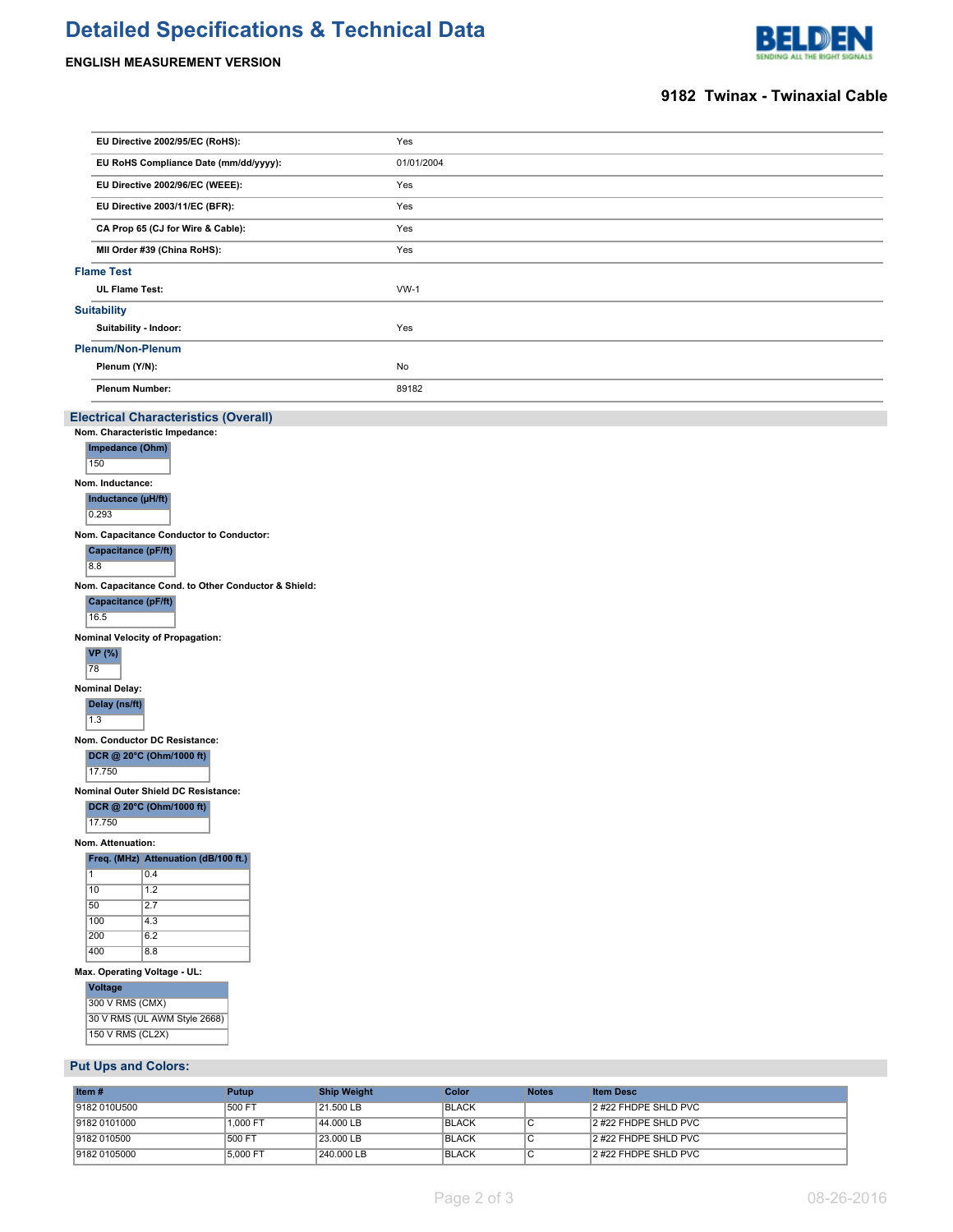| | |
|---|---|
| **EU Directive 2002/95/EC (RoHS):** | Yes |
| **EU RoHS Compliance Date (mm/dd/yyyy):** | 01/01/2004 |
| **EU Directive 2002/96/EC (WEEE):** | Yes |
| **EU Directive 2003/11/EC (BFR):** | Yes |
| **CA Prop 65 (CJ for Wire & Cable):** | Yes |
| **MII Order #39 (China RoHS):** | Yes |

### Flame Test

| | |
|---|---|
| **UL Flame Test:** | VW-1 |

### Suitability

| | |
|---|---|
| **Suitability - Indoor:** | Yes |

### Plenum/Non-Plenum

| | |
|---|---|
| **Plenum (Y/N):** | No |
| **Plenum Number:** | 89182 |

## Electrical Characteristics (Overall)

**Nom. Characteristic Impedance:**

| Impedance (Ohm) |
|---|
| 150 |

**Nom. Inductance:**

| Inductance (µH/ft) |
|---|
| 0.293 |

**Nom. Capacitance Conductor to Conductor:**

| Capacitance (pF/ft) |
|---|
| 8.8 |

**Nom. Capacitance Cond. to Other Conductor & Shield:**

| Capacitance (pF/ft) |
|---|
| 16.5 |

**Nominal Velocity of Propagation:**

| VP (%) |
|---|
| 78 |

**Nominal Delay:**

| Delay (ns/ft) |
|---|
| 1.3 |

**Nom. Conductor DC Resistance:**

| DCR @ 20°C (Ohm/1000 ft) |
|---|
| 17.750 |

**Nominal Outer Shield DC Resistance:**

| DCR @ 20°C (Ohm/1000 ft) |
|---|
| 17.750 |

**Nom. Attenuation:**

| Freq. (MHz) | Attenuation (dB/100 ft.) |
|---|---|
| 1 | 0.4 |
| 10 | 1.2 |
| 50 | 2.7 |
| 100 | 4.3 |
| 200 | 6.2 |
| 400 | 8.8 |

**Max. Operating Voltage - UL:**

| Voltage |
|---|
| 300 V RMS (CMX) |
| 30 V RMS (UL AWM Style 2668) |
| 150 V RMS (CL2X) |

## Put Ups and Colors:

| Item # | Putup | Ship Weight | Color | Notes | Item Desc |
|---|---|---|---|---|---|
| 9182 010U500 | 500 FT | 21.500 LB | BLACK | | 2 #22 FHDPE SHLD PVC |
| 9182 0101000 | 1,000 FT | 44.000 LB | BLACK | C | 2 #22 FHDPE SHLD PVC |
| 9182 010500 | 500 FT | 23.000 LB | BLACK | C | 2 #22 FHDPE SHLD PVC |
| 9182 0105000 | 5,000 FT | 240.000 LB | BLACK | C | 2 #22 FHDPE SHLD PVC |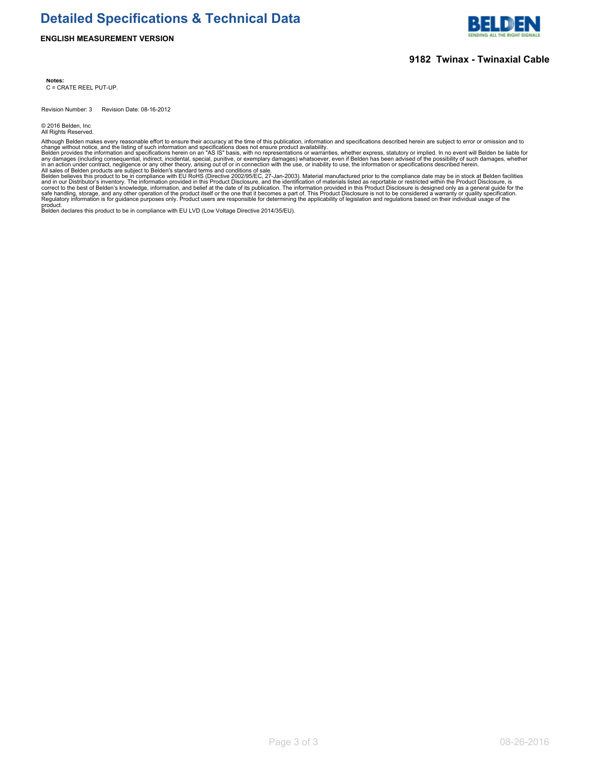**Notes:**
C = CRATE REEL PUT-UP.

Revision Number: 3 Revision Date: 08-16-2012

© 2016 Belden, Inc
All Rights Reserved.

Although Belden makes every reasonable effort to ensure their accuracy at the time of this publication, information and specifications described herein are subject to error or omission and to change without notice, and the listing of such information and specifications does not ensure product availability.
Belden provides the information and specifications herein on an "AS IS" basis, with no representations or warranties, whether express, statutory or implied. In no event will Belden be liable for any damages (including consequential, indirect, incidental, special, punitive, or exemplary damages) whatsoever, even if Belden has been advised of the possibility of such damages, whether in an action under contract, negligence or any other theory, arising out of or in connection with the use, or inability to use, the information or specifications described herein.
All sales of Belden products are subject to Belden's standard terms and conditions of sale.
Belden believes this product to be in compliance with EU RoHS (Directive 2002/95/EC, 27-Jan-2003). Material manufactured prior to the compliance date may be in stock at Belden facilities and in our Distributor's inventory. The information provided in this Product Disclosure, and the identification of materials listed as reportable or restricted within the Product Disclosure, is correct to the best of Belden's knowledge, information, and belief at the date of its publication. The information provided in this Product Disclosure is designed only as a general guide for the safe handling, storage, and any other operation of the product itself or the one that it becomes a part of. This Product Disclosure is not to be considered a warranty or quality specification. Regulatory information is for guidance purposes only. Product users are responsible for determining the applicability of legislation and regulations based on their individual usage of the product.
Belden declares this product to be in compliance with EU LVD (Low Voltage Directive 2014/35/EU).